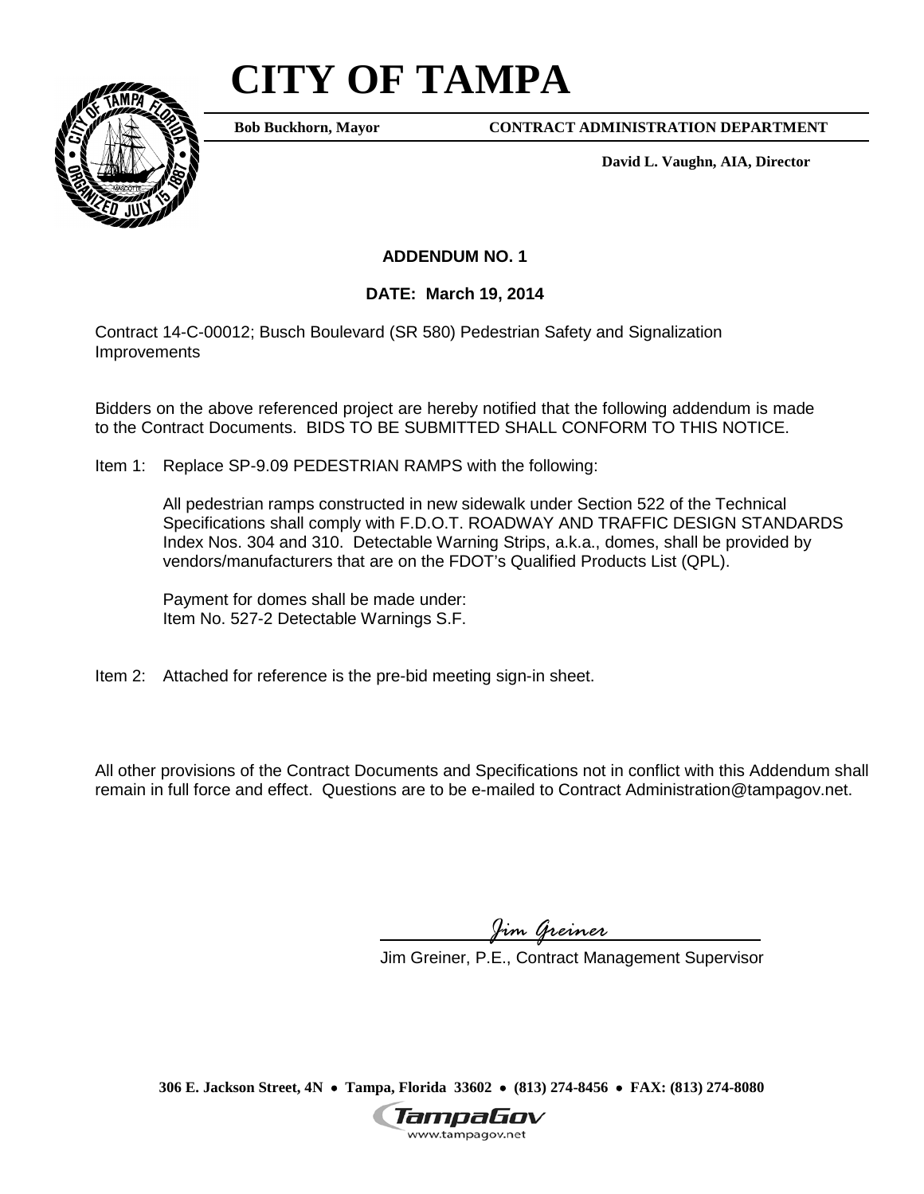# CITY OF TAMPA

**Bob Buckhorn, Mayor** **CONTRACT ADMINISTRATION DEPARTMENT**

**David L. Vaughn, AIA, Director**

## ADDENDUM NO. 1

**DATE: March 19, 2014**

Contract 14-C-00012; Busch Boulevard (SR 580) Pedestrian Safety and Signalization Improvements

Bidders on the above referenced project are hereby notified that the following addendum is made to the Contract Documents. BIDS TO BE SUBMITTED SHALL CONFORM TO THIS NOTICE.

Item 1: Replace SP-9.09 PEDESTRIAN RAMPS with the following:

All pedestrian ramps constructed in new sidewalk under Section 522 of the Technical Specifications shall comply with F.D.O.T. ROADWAY AND TRAFFIC DESIGN STANDARDS Index Nos. 304 and 310. Detectable Warning Strips, a.k.a., domes, shall be provided by vendors/manufacturers that are on the FDOT's Qualified Products List (QPL).

Payment for domes shall be made under:
Item No. 527-2 Detectable Warnings S.F.

Item 2: Attached for reference is the pre-bid meeting sign-in sheet.

All other provisions of the Contract Documents and Specifications not in conflict with this Addendum shall remain in full force and effect. Questions are to be e-mailed to Contract Administration@tampagov.net.

*Jim Greiner*

Jim Greiner, P.E., Contract Management Supervisor

**306 E. Jackson Street, 4N • Tampa, Florida 33602 • (813) 274-8456 • FAX: (813) 274-8080**

TampaGov
www.tampagov.net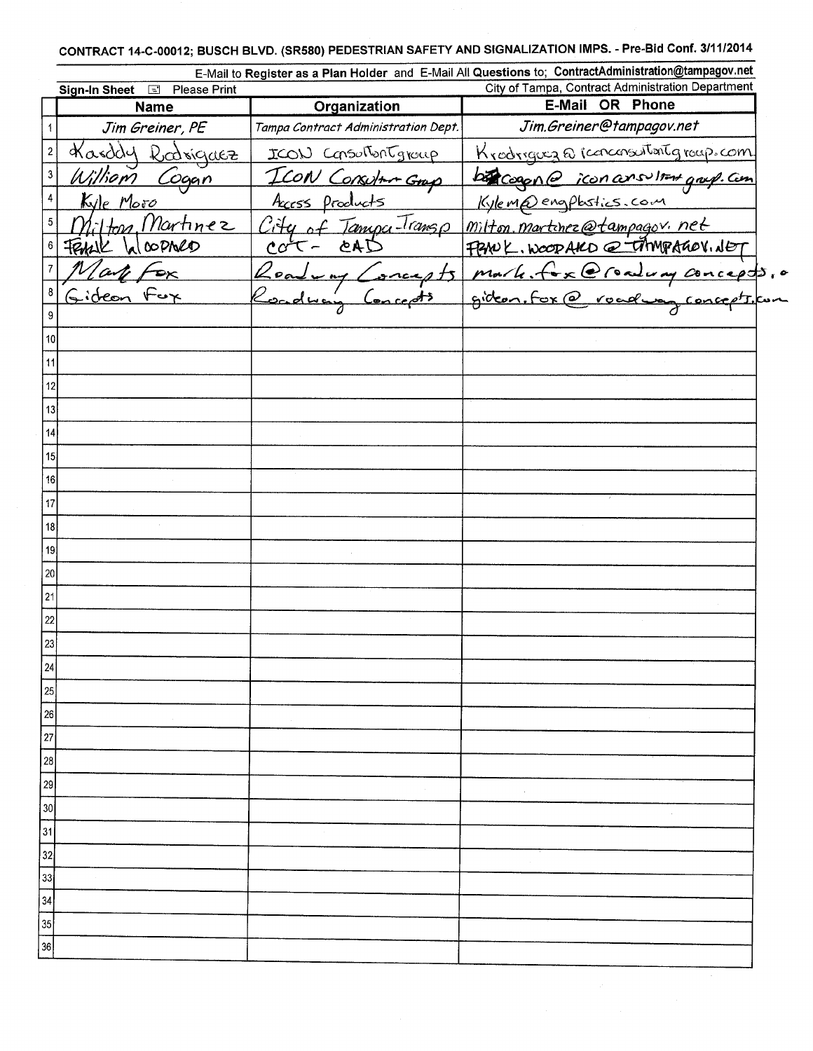**CONTRACT 14-C-00012; BUSCH BLVD. (SR580) PEDESTRIAN SAFETY AND SIGNALIZATION IMPS. - Pre-Bid Conf. 3/11/2014**

E-Mail to **Register as a Plan Holder** and E-Mail All **Questions** to; **ContractAdministration@tampagov.net**

**Sign-In Sheet** Please Print

City of Tampa, Contract Administration Department

| | Name | Organization | E-Mail OR Phone |
|---|---|---|---|
| 1 | Jim Greiner, PE | Tampa Contract Administration Dept. | Jim.Greiner@tampagov.net |
| 2 | Karddy Rodriguez | ICON ConsultantGroup | Krodriguez@iconconsultantgroup.com |
| 3 | William Cogan | ICON Consultant Group | bcogan@iconconsultantgroup.com |
| 4 | Kyle Moro | Access Products | KyleM@engplastics.com |
| 5 | Milton Martinez | City of Tampa-Transp | milton.martinez@tampagov.net |
| 6 | FRANK WOODARD | COT - CAD | FRANK.WOODARD@TAMPAGOV.NET |
| 7 | Mark Fox | Roadway Concepts | mark.fox@roadwayconcepts.c |
| 8 | Gideon Fox | Roadway Concepts | gideon.fox@roadwayconcepts.com |
| 9 | | | |
| 10 | | | |
| 11 | | | |
| 12 | | | |
| 13 | | | |
| 14 | | | |
| 15 | | | |
| 16 | | | |
| 17 | | | |
| 18 | | | |
| 19 | | | |
| 20 | | | |
| 21 | | | |
| 22 | | | |
| 23 | | | |
| 24 | | | |
| 25 | | | |
| 26 | | | |
| 27 | | | |
| 28 | | | |
| 29 | | | |
| 30 | | | |
| 31 | | | |
| 32 | | | |
| 33 | | | |
| 34 | | | |
| 35 | | | |
| 36 | | | |